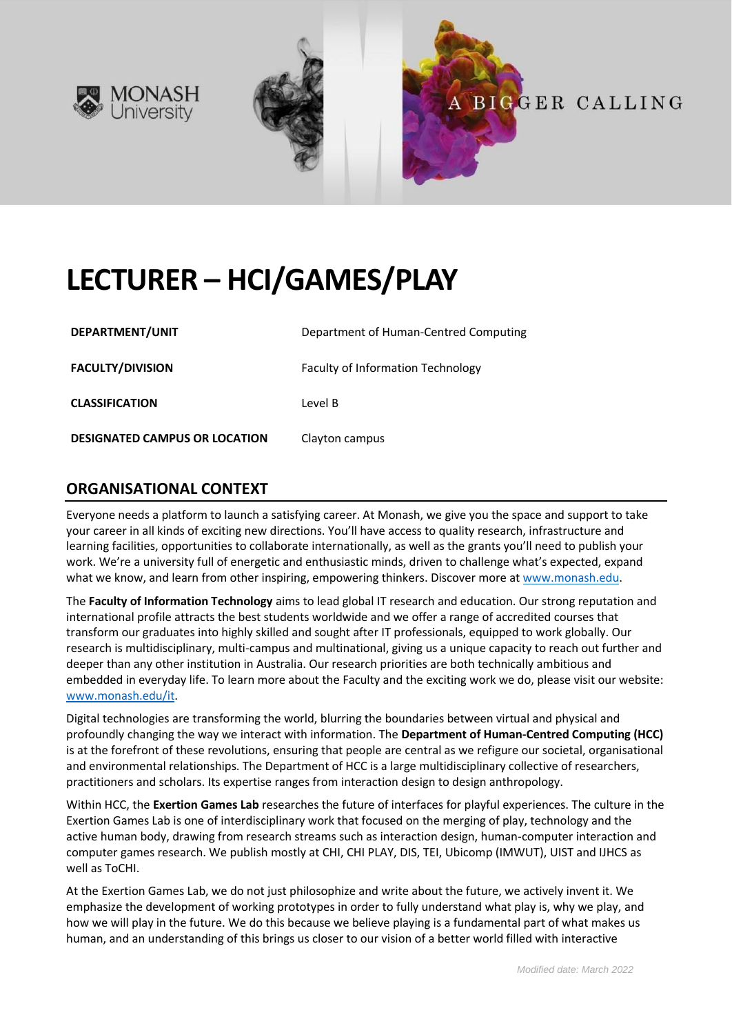MONASH University

A BIGGER CALLING

# LECTURER – HCI/GAMES/PLAY

| | |
|---|---|
| **DEPARTMENT/UNIT** | Department of Human-Centred Computing |
| **FACULTY/DIVISION** | Faculty of Information Technology |
| **CLASSIFICATION** | Level B |
| **DESIGNATED CAMPUS OR LOCATION** | Clayton campus |

## ORGANISATIONAL CONTEXT

Everyone needs a platform to launch a satisfying career. At Monash, we give you the space and support to take your career in all kinds of exciting new directions. You'll have access to quality research, infrastructure and learning facilities, opportunities to collaborate internationally, as well as the grants you'll need to publish your work. We're a university full of energetic and enthusiastic minds, driven to challenge what's expected, expand what we know, and learn from other inspiring, empowering thinkers. Discover more at [www.monash.edu](www.monash.edu).

The **Faculty of Information Technology** aims to lead global IT research and education. Our strong reputation and international profile attracts the best students worldwide and we offer a range of accredited courses that transform our graduates into highly skilled and sought after IT professionals, equipped to work globally. Our research is multidisciplinary, multi-campus and multinational, giving us a unique capacity to reach out further and deeper than any other institution in Australia. Our research priorities are both technically ambitious and embedded in everyday life. To learn more about the Faculty and the exciting work we do, please visit our website: [www.monash.edu/it](www.monash.edu/it).

Digital technologies are transforming the world, blurring the boundaries between virtual and physical and profoundly changing the way we interact with information. The **Department of Human-Centred Computing (HCC)** is at the forefront of these revolutions, ensuring that people are central as we refigure our societal, organisational and environmental relationships. The Department of HCC is a large multidisciplinary collective of researchers, practitioners and scholars. Its expertise ranges from interaction design to design anthropology.

Within HCC, the **Exertion Games Lab** researches the future of interfaces for playful experiences. The culture in the Exertion Games Lab is one of interdisciplinary work that focused on the merging of play, technology and the active human body, drawing from research streams such as interaction design, human-computer interaction and computer games research. We publish mostly at CHI, CHI PLAY, DIS, TEI, Ubicomp (IMWUT), UIST and IJHCS as well as ToCHI.

At the Exertion Games Lab, we do not just philosophize and write about the future, we actively invent it. We emphasize the development of working prototypes in order to fully understand what play is, why we play, and how we will play in the future. We do this because we believe playing is a fundamental part of what makes us human, and an understanding of this brings us closer to our vision of a better world filled with interactive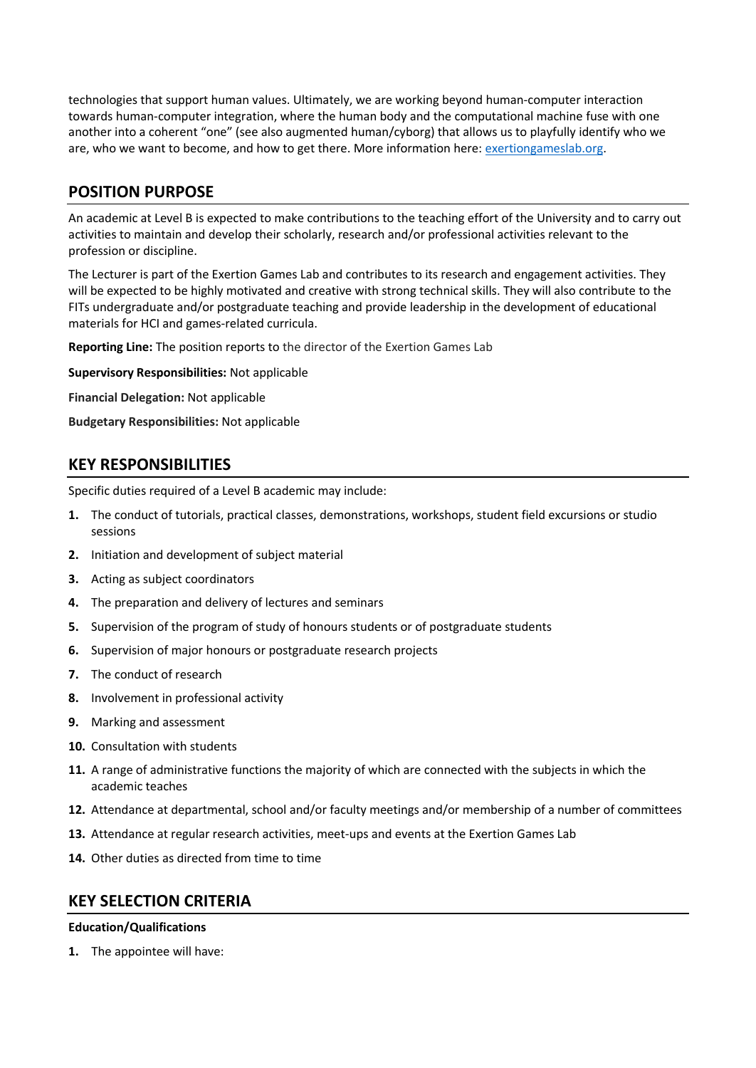technologies that support human values. Ultimately, we are working beyond human-computer interaction towards human-computer integration, where the human body and the computational machine fuse with one another into a coherent "one" (see also augmented human/cyborg) that allows us to playfully identify who we are, who we want to become, and how to get there. More information here: [exertiongameslab.org](exertiongameslab.org).

## POSITION PURPOSE

An academic at Level B is expected to make contributions to the teaching effort of the University and to carry out activities to maintain and develop their scholarly, research and/or professional activities relevant to the profession or discipline.

The Lecturer is part of the Exertion Games Lab and contributes to its research and engagement activities. They will be expected to be highly motivated and creative with strong technical skills. They will also contribute to the FITs undergraduate and/or postgraduate teaching and provide leadership in the development of educational materials for HCI and games-related curricula.

**Reporting Line:** The position reports to the director of the Exertion Games Lab

**Supervisory Responsibilities:** Not applicable

**Financial Delegation:** Not applicable

**Budgetary Responsibilities:** Not applicable

## KEY RESPONSIBILITIES

Specific duties required of a Level B academic may include:

1. The conduct of tutorials, practical classes, demonstrations, workshops, student field excursions or studio sessions
2. Initiation and development of subject material
3. Acting as subject coordinators
4. The preparation and delivery of lectures and seminars
5. Supervision of the program of study of honours students or of postgraduate students
6. Supervision of major honours or postgraduate research projects
7. The conduct of research
8. Involvement in professional activity
9. Marking and assessment
10. Consultation with students
11. A range of administrative functions the majority of which are connected with the subjects in which the academic teaches
12. Attendance at departmental, school and/or faculty meetings and/or membership of a number of committees
13. Attendance at regular research activities, meet-ups and events at the Exertion Games Lab
14. Other duties as directed from time to time

## KEY SELECTION CRITERIA

**Education/Qualifications**

1. The appointee will have: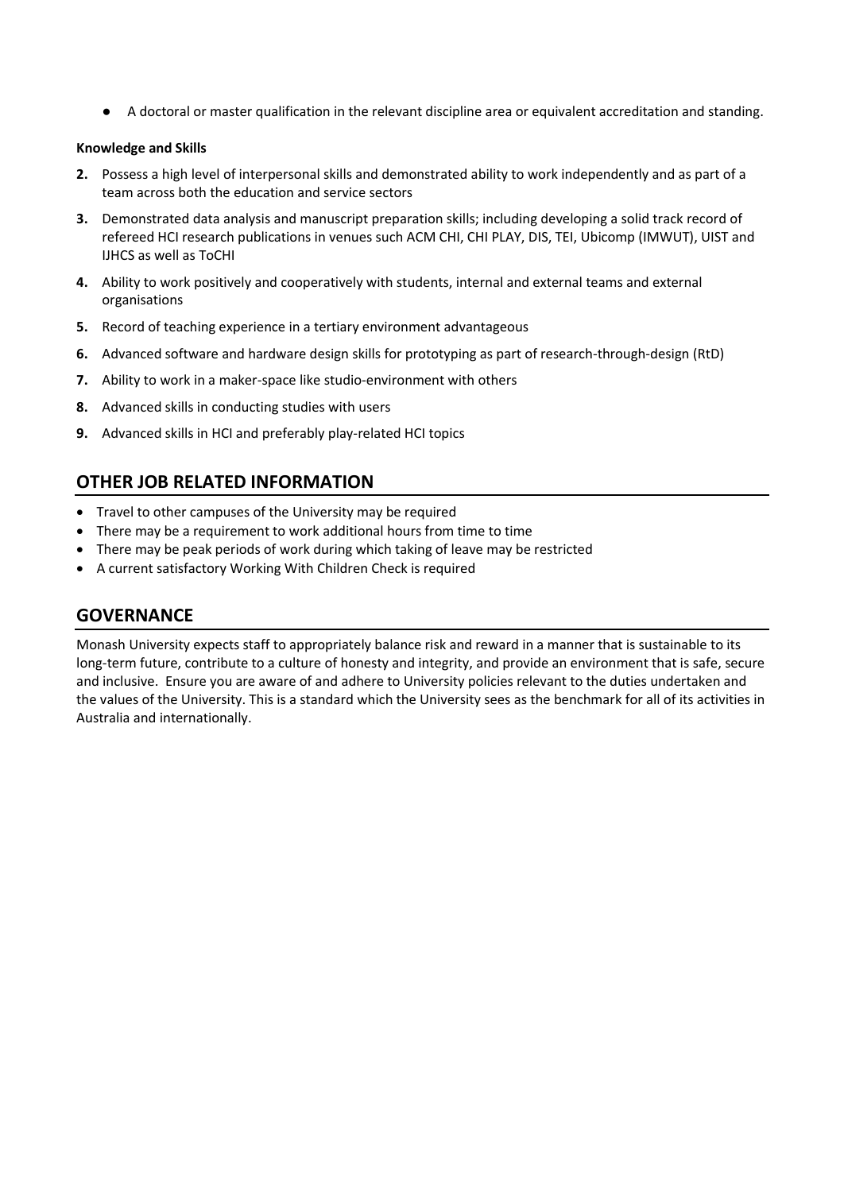- A doctoral or master qualification in the relevant discipline area or equivalent accreditation and standing.

**Knowledge and Skills**

2. Possess a high level of interpersonal skills and demonstrated ability to work independently and as part of a team across both the education and service sectors
3. Demonstrated data analysis and manuscript preparation skills; including developing a solid track record of refereed HCI research publications in venues such ACM CHI, CHI PLAY, DIS, TEI, Ubicomp (IMWUT), UIST and IJHCS as well as ToCHI
4. Ability to work positively and cooperatively with students, internal and external teams and external organisations
5. Record of teaching experience in a tertiary environment advantageous
6. Advanced software and hardware design skills for prototyping as part of research-through-design (RtD)
7. Ability to work in a maker-space like studio-environment with others
8. Advanced skills in conducting studies with users
9. Advanced skills in HCI and preferably play-related HCI topics

## OTHER JOB RELATED INFORMATION

- Travel to other campuses of the University may be required
- There may be a requirement to work additional hours from time to time
- There may be peak periods of work during which taking of leave may be restricted
- A current satisfactory Working With Children Check is required

## GOVERNANCE

Monash University expects staff to appropriately balance risk and reward in a manner that is sustainable to its long-term future, contribute to a culture of honesty and integrity, and provide an environment that is safe, secure and inclusive. Ensure you are aware of and adhere to University policies relevant to the duties undertaken and the values of the University. This is a standard which the University sees as the benchmark for all of its activities in Australia and internationally.